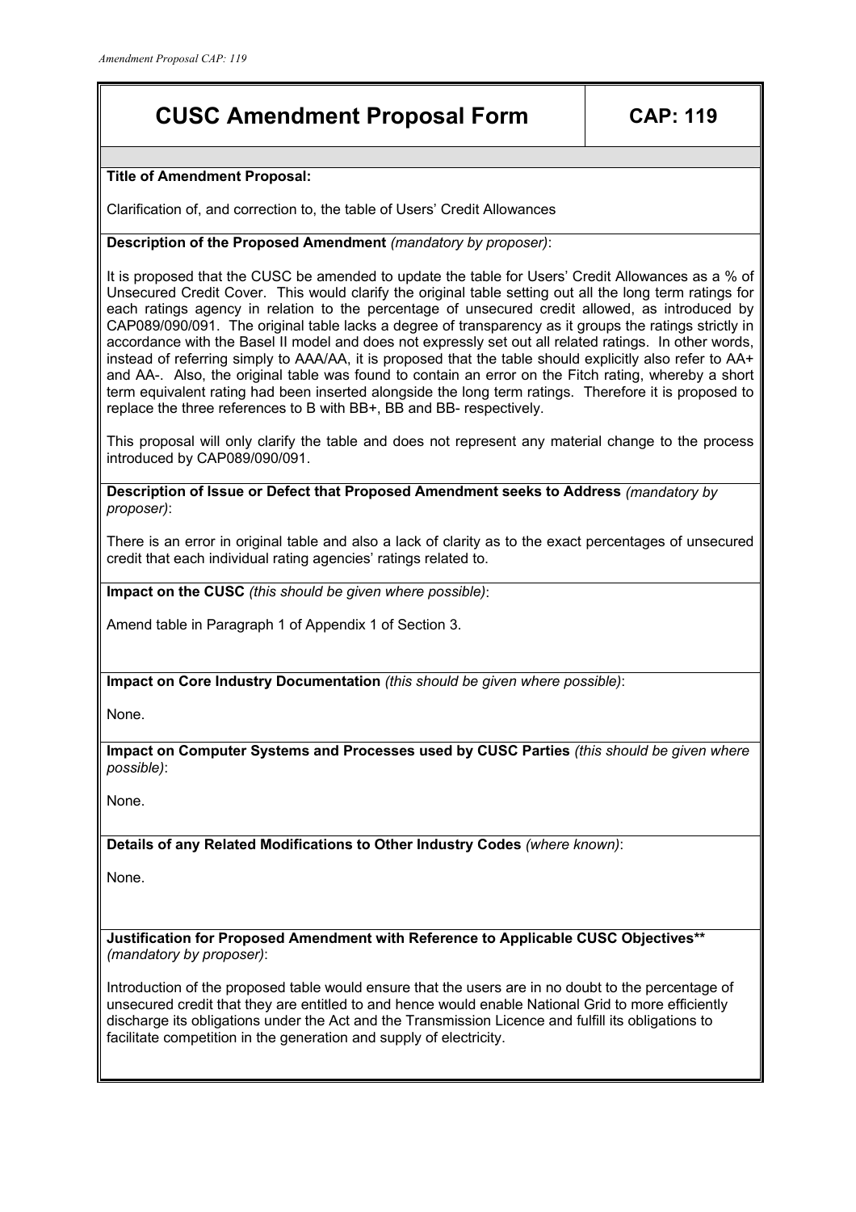# CUSC Amendment Proposal Form

**CAP: 119**

**Title of Amendment Proposal:**

Clarification of, and correction to, the table of Users' Credit Allowances

**Description of the Proposed Amendment** *(mandatory by proposer)*:

It is proposed that the CUSC be amended to update the table for Users' Credit Allowances as a % of Unsecured Credit Cover. This would clarify the original table setting out all the long term ratings for each ratings agency in relation to the percentage of unsecured credit allowed, as introduced by CAP089/090/091. The original table lacks a degree of transparency as it groups the ratings strictly in accordance with the Basel II model and does not expressly set out all related ratings. In other words, instead of referring simply to AAA/AA, it is proposed that the table should explicitly also refer to AA+ and AA-. Also, the original table was found to contain an error on the Fitch rating, whereby a short term equivalent rating had been inserted alongside the long term ratings. Therefore it is proposed to replace the three references to B with BB+, BB and BB- respectively.

This proposal will only clarify the table and does not represent any material change to the process introduced by CAP089/090/091.

**Description of Issue or Defect that Proposed Amendment seeks to Address** *(mandatory by proposer)*:

There is an error in original table and also a lack of clarity as to the exact percentages of unsecured credit that each individual rating agencies' ratings related to.

**Impact on the CUSC** *(this should be given where possible)*:

Amend table in Paragraph 1 of Appendix 1 of Section 3.

**Impact on Core Industry Documentation** *(this should be given where possible)*:

None.

**Impact on Computer Systems and Processes used by CUSC Parties** *(this should be given where possible)*:

None.

**Details of any Related Modifications to Other Industry Codes** *(where known)*:

None.

**Justification for Proposed Amendment with Reference to Applicable CUSC Objectives**** *(mandatory by proposer)*:

Introduction of the proposed table would ensure that the users are in no doubt to the percentage of unsecured credit that they are entitled to and hence would enable National Grid to more efficiently discharge its obligations under the Act and the Transmission Licence and fulfill its obligations to facilitate competition in the generation and supply of electricity.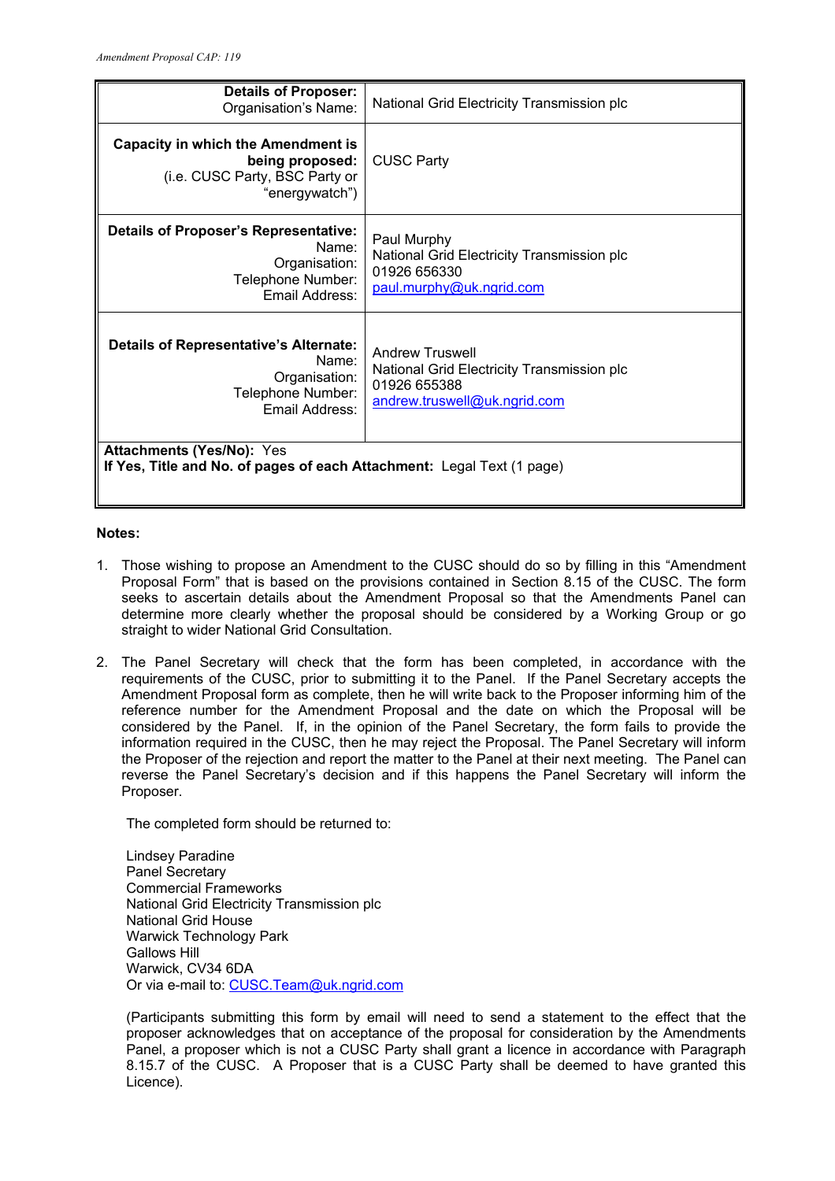| **Details of Proposer:** Organisation's Name: | National Grid Electricity Transmission plc |
|---|---|
| **Capacity in which the Amendment is being proposed:** (i.e. CUSC Party, BSC Party or "energywatch") | CUSC Party |
| **Details of Proposer's Representative:** Name: Organisation: Telephone Number: Email Address: | Paul Murphy<br>National Grid Electricity Transmission plc<br>01926 656330<br>paul.murphy@uk.ngrid.com |
| **Details of Representative's Alternate:** Name: Organisation: Telephone Number: Email Address: | Andrew Truswell<br>National Grid Electricity Transmission plc<br>01926 655388<br>andrew.truswell@uk.ngrid.com |
| **Attachments (Yes/No):** Yes<br>**If Yes, Title and No. of pages of each Attachment:** Legal Text (1 page) | |

**Notes:**

1. Those wishing to propose an Amendment to the CUSC should do so by filling in this "Amendment Proposal Form" that is based on the provisions contained in Section 8.15 of the CUSC. The form seeks to ascertain details about the Amendment Proposal so that the Amendments Panel can determine more clearly whether the proposal should be considered by a Working Group or go straight to wider National Grid Consultation.

2. The Panel Secretary will check that the form has been completed, in accordance with the requirements of the CUSC, prior to submitting it to the Panel. If the Panel Secretary accepts the Amendment Proposal form as complete, then he will write back to the Proposer informing him of the reference number for the Amendment Proposal and the date on which the Proposal will be considered by the Panel. If, in the opinion of the Panel Secretary, the form fails to provide the information required in the CUSC, then he may reject the Proposal. The Panel Secretary will inform the Proposer of the rejection and report the matter to the Panel at their next meeting. The Panel can reverse the Panel Secretary's decision and if this happens the Panel Secretary will inform the Proposer.

   The completed form should be returned to:

   Lindsey Paradine
   Panel Secretary
   Commercial Frameworks
   National Grid Electricity Transmission plc
   National Grid House
   Warwick Technology Park
   Gallows Hill
   Warwick, CV34 6DA
   Or via e-mail to: CUSC.Team@uk.ngrid.com

   (Participants submitting this form by email will need to send a statement to the effect that the proposer acknowledges that on acceptance of the proposal for consideration by the Amendments Panel, a proposer which is not a CUSC Party shall grant a licence in accordance with Paragraph 8.15.7 of the CUSC. A Proposer that is a CUSC Party shall be deemed to have granted this Licence).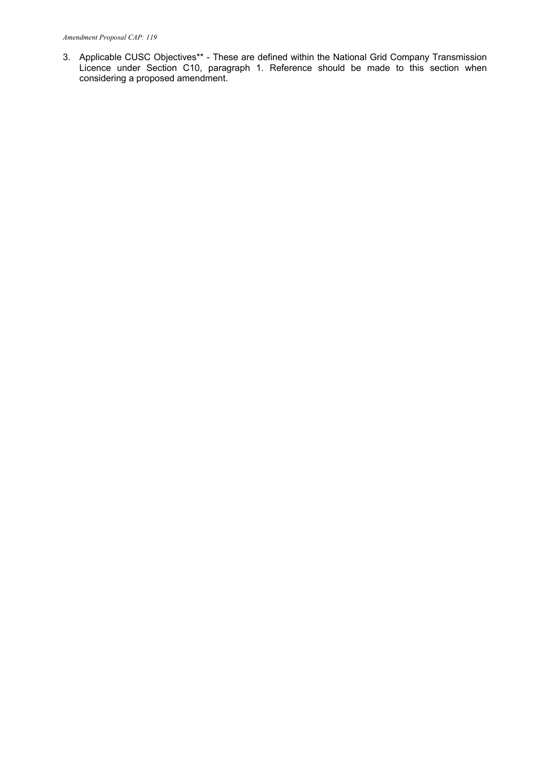3. Applicable CUSC Objectives** - These are defined within the National Grid Company Transmission Licence under Section C10, paragraph 1. Reference should be made to this section when considering a proposed amendment.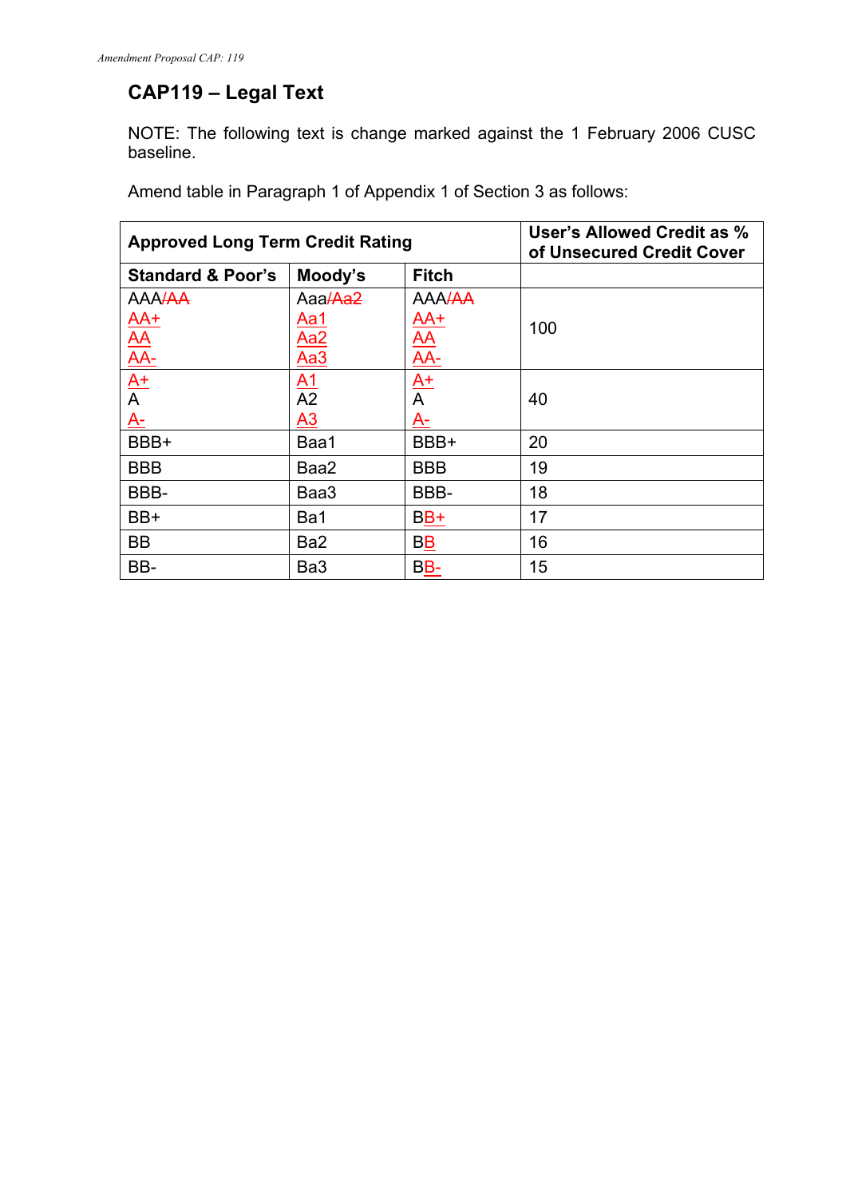## CAP119 – Legal Text

NOTE: The following text is change marked against the 1 February 2006 CUSC baseline.

Amend table in Paragraph 1 of Appendix 1 of Section 3 as follows:

| Approved Long Term Credit Rating | | | User's Allowed Credit as % of Unsecured Credit Cover |
|---|---|---|---|
| Standard & Poor's | Moody's | Fitch | |
| AAA/AA<br>AA+<br>AA<br>AA- | Aaa/Aa2<br>Aa1<br>Aa2<br>Aa3 | AAA/AA<br>AA+<br>AA<br>AA- | 100 |
| A+<br>A<br>A- | A1<br>A2<br>A3 | A+<br>A<br>A- | 40 |
| BBB+ | Baa1 | BBB+ | 20 |
| BBB | Baa2 | BBB | 19 |
| BBB- | Baa3 | BBB- | 18 |
| BB+ | Ba1 | BB+ | 17 |
| BB | Ba2 | BB | 16 |
| BB- | Ba3 | BB- | 15 |